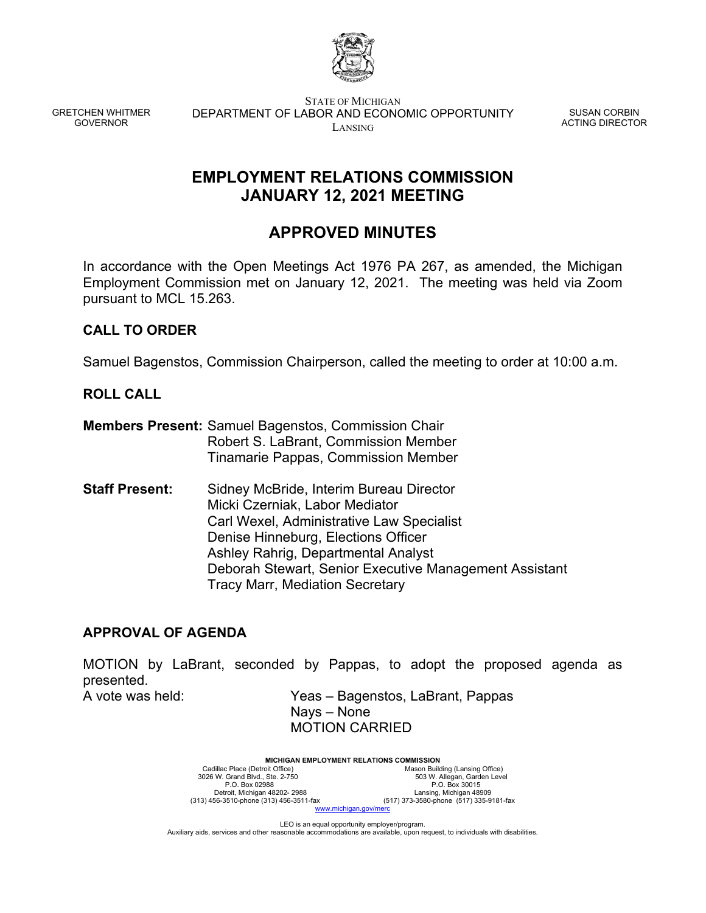GRETCHEN WHITMER
GOVERNOR

STATE OF MICHIGAN
DEPARTMENT OF LABOR AND ECONOMIC OPPORTUNITY
LANSING

SUSAN CORBIN
ACTING DIRECTOR

# EMPLOYMENT RELATIONS COMMISSION JANUARY 12, 2021 MEETING

# APPROVED MINUTES

In accordance with the Open Meetings Act 1976 PA 267, as amended, the Michigan Employment Commission met on January 12, 2021. The meeting was held via Zoom pursuant to MCL 15.263.

## CALL TO ORDER

Samuel Bagenstos, Commission Chairperson, called the meeting to order at 10:00 a.m.

## ROLL CALL

**Members Present:** Samuel Bagenstos, Commission Chair
Robert S. LaBrant, Commission Member
Tinamarie Pappas, Commission Member

**Staff Present:** Sidney McBride, Interim Bureau Director
Micki Czerniak, Labor Mediator
Carl Wexel, Administrative Law Specialist
Denise Hinneburg, Elections Officer
Ashley Rahrig, Departmental Analyst
Deborah Stewart, Senior Executive Management Assistant
Tracy Marr, Mediation Secretary

## APPROVAL OF AGENDA

MOTION by LaBrant, seconded by Pappas, to adopt the proposed agenda as presented.

A vote was held: Yeas – Bagenstos, LaBrant, Pappas
Nays – None
MOTION CARRIED

**MICHIGAN EMPLOYMENT RELATIONS COMMISSION**

Cadillac Place (Detroit Office)
3026 W. Grand Blvd., Ste. 2-750
P.O. Box 02988
Detroit, Michigan 48202- 2988
(313) 456-3510-phone (313) 456-3511-fax

Mason Building (Lansing Office)
503 W. Allegan, Garden Level
P.O. Box 30015
Lansing, Michigan 48909
(517) 373-3580-phone (517) 335-9181-fax

www.michigan.gov/merc

LEO is an equal opportunity employer/program.
Auxiliary aids, services and other reasonable accommodations are available, upon request, to individuals with disabilities.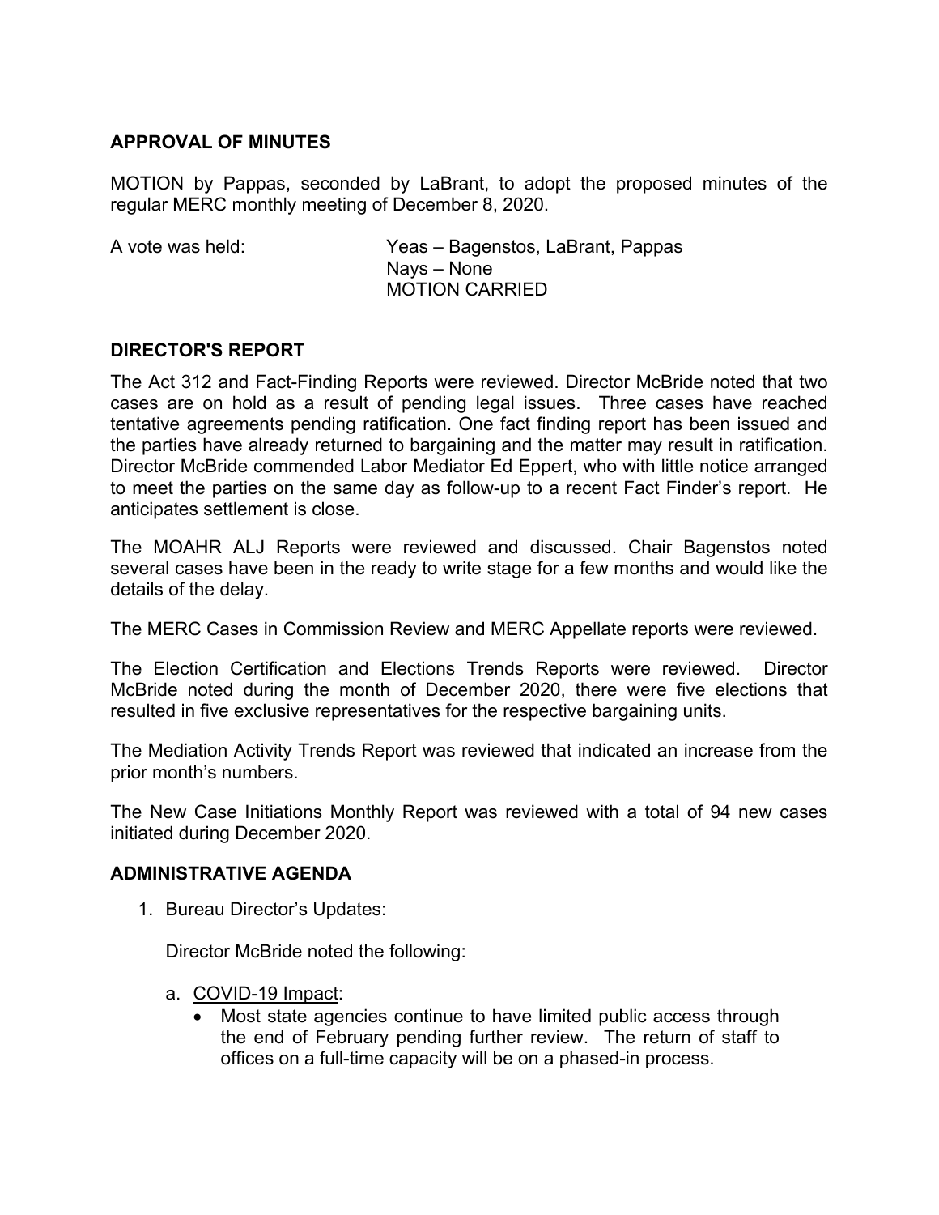## APPROVAL OF MINUTES

MOTION by Pappas, seconded by LaBrant, to adopt the proposed minutes of the regular MERC monthly meeting of December 8, 2020.

A vote was held: Yeas – Bagenstos, LaBrant, Pappas
Nays – None
MOTION CARRIED

## DIRECTOR'S REPORT

The Act 312 and Fact-Finding Reports were reviewed. Director McBride noted that two cases are on hold as a result of pending legal issues. Three cases have reached tentative agreements pending ratification. One fact finding report has been issued and the parties have already returned to bargaining and the matter may result in ratification. Director McBride commended Labor Mediator Ed Eppert, who with little notice arranged to meet the parties on the same day as follow-up to a recent Fact Finder's report. He anticipates settlement is close.

The MOAHR ALJ Reports were reviewed and discussed. Chair Bagenstos noted several cases have been in the ready to write stage for a few months and would like the details of the delay.

The MERC Cases in Commission Review and MERC Appellate reports were reviewed.

The Election Certification and Elections Trends Reports were reviewed. Director McBride noted during the month of December 2020, there were five elections that resulted in five exclusive representatives for the respective bargaining units.

The Mediation Activity Trends Report was reviewed that indicated an increase from the prior month's numbers.

The New Case Initiations Monthly Report was reviewed with a total of 94 new cases initiated during December 2020.

## ADMINISTRATIVE AGENDA

1. Bureau Director's Updates:

   Director McBride noted the following:

   a. COVID-19 Impact:
      - Most state agencies continue to have limited public access through the end of February pending further review. The return of staff to offices on a full-time capacity will be on a phased-in process.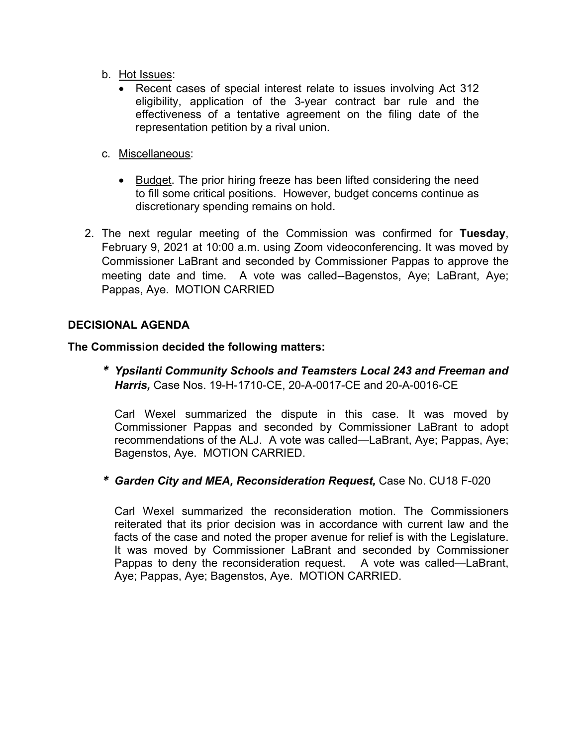b. Hot Issues:
   - Recent cases of special interest relate to issues involving Act 312 eligibility, application of the 3-year contract bar rule and the effectiveness of a tentative agreement on the filing date of the representation petition by a rival union.

c. Miscellaneous:
   - Budget. The prior hiring freeze has been lifted considering the need to fill some critical positions. However, budget concerns continue as discretionary spending remains on hold.

2. The next regular meeting of the Commission was confirmed for **Tuesday**, February 9, 2021 at 10:00 a.m. using Zoom videoconferencing. It was moved by Commissioner LaBrant and seconded by Commissioner Pappas to approve the meeting date and time. A vote was called--Bagenstos, Aye; LaBrant, Aye; Pappas, Aye. MOTION CARRIED

**DECISIONAL AGENDA**

**The Commission decided the following matters:**

* ***Ypsilanti Community Schools and Teamsters Local 243 and Freeman and Harris,*** Case Nos. 19-H-1710-CE, 20-A-0017-CE and 20-A-0016-CE

  Carl Wexel summarized the dispute in this case. It was moved by Commissioner Pappas and seconded by Commissioner LaBrant to adopt recommendations of the ALJ. A vote was called—LaBrant, Aye; Pappas, Aye; Bagenstos, Aye. MOTION CARRIED.

* ***Garden City and MEA, Reconsideration Request,*** Case No. CU18 F-020

  Carl Wexel summarized the reconsideration motion. The Commissioners reiterated that its prior decision was in accordance with current law and the facts of the case and noted the proper avenue for relief is with the Legislature. It was moved by Commissioner LaBrant and seconded by Commissioner Pappas to deny the reconsideration request. A vote was called—LaBrant, Aye; Pappas, Aye; Bagenstos, Aye. MOTION CARRIED.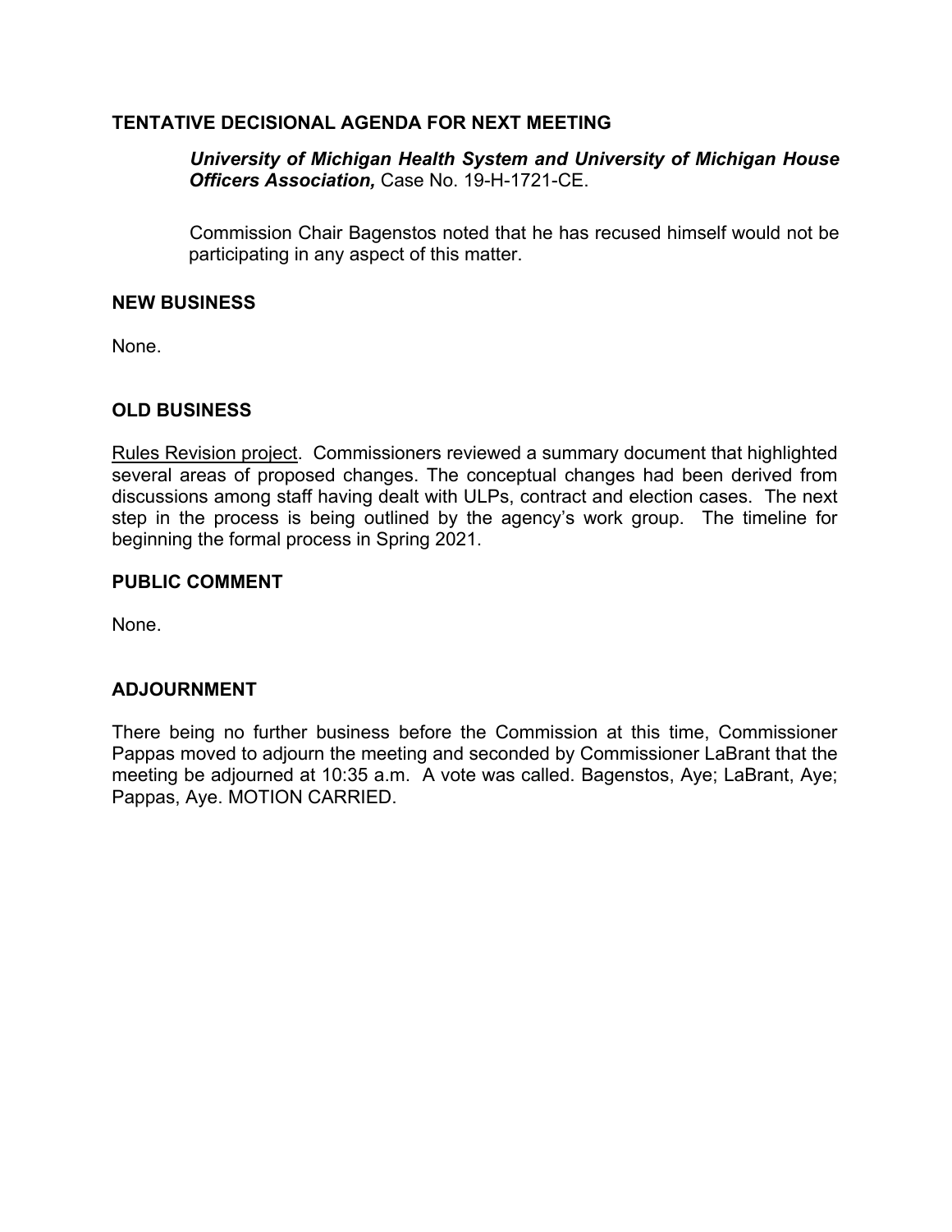## TENTATIVE DECISIONAL AGENDA FOR NEXT MEETING

> ***University of Michigan Health System and University of Michigan House Officers Association,*** Case No. 19-H-1721-CE.
>
> Commission Chair Bagenstos noted that he has recused himself would not be participating in any aspect of this matter.

## NEW BUSINESS

None.

## OLD BUSINESS

Rules Revision project. Commissioners reviewed a summary document that highlighted several areas of proposed changes. The conceptual changes had been derived from discussions among staff having dealt with ULPs, contract and election cases. The next step in the process is being outlined by the agency's work group. The timeline for beginning the formal process in Spring 2021.

## PUBLIC COMMENT

None.

## ADJOURNMENT

There being no further business before the Commission at this time, Commissioner Pappas moved to adjourn the meeting and seconded by Commissioner LaBrant that the meeting be adjourned at 10:35 a.m. A vote was called. Bagenstos, Aye; LaBrant, Aye; Pappas, Aye. MOTION CARRIED.